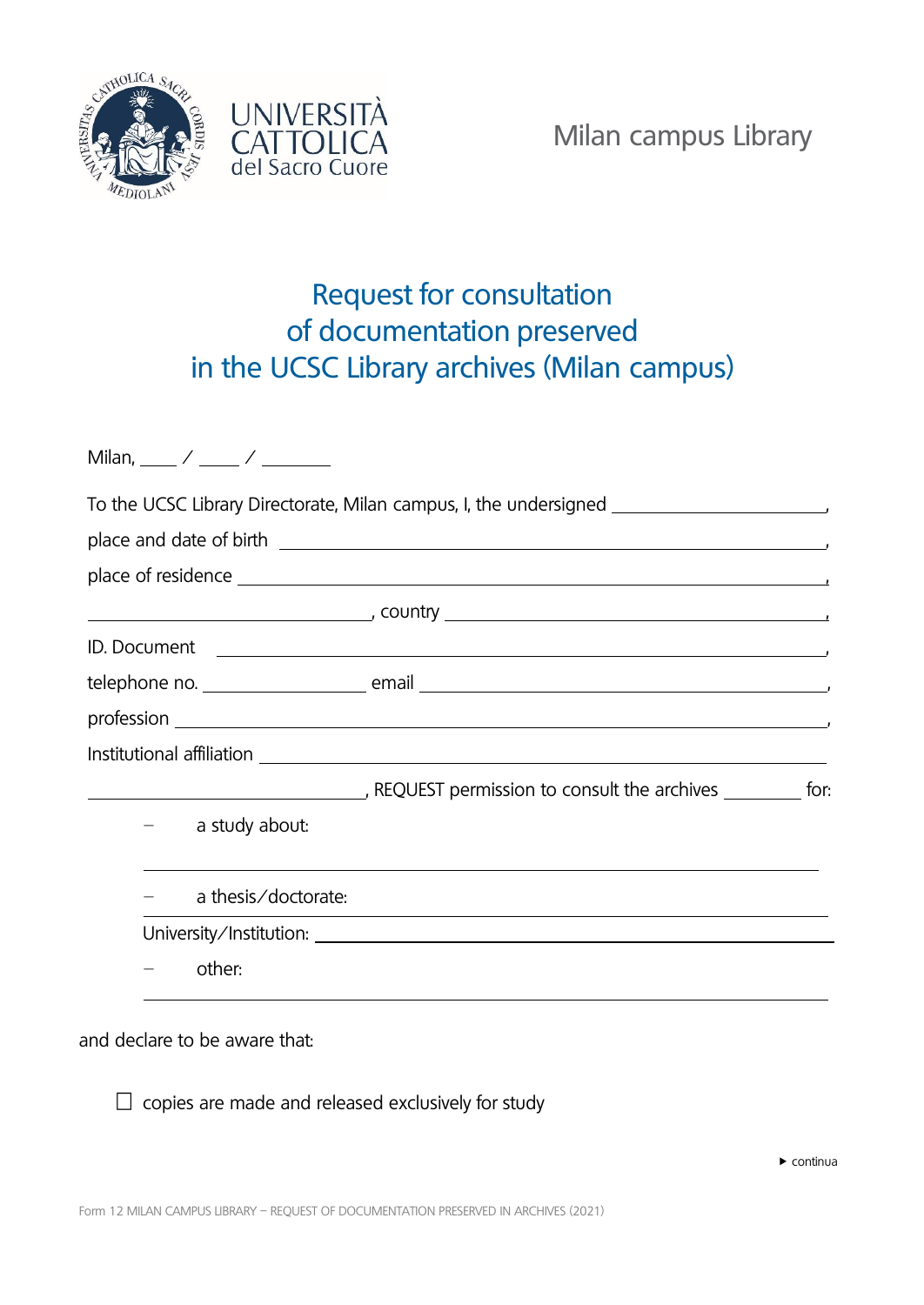UNIVERSITÀ CATTOLICA del Sacro Cuore

Milan campus Library

# Request for consultation of documentation preserved in the UCSC Library archives (Milan campus)

Milan, ____ / ____ / ________

To the UCSC Library Directorate, Milan campus, I, the undersigned ______________________,

place and date of birth ______________________________________________________,

place of residence ___________________________________________________________,

______________________________, country ______________________________________,

ID. Document ________________________________________________________________,

telephone no. ________________ email _________________________________________,

profession __________________________________________________________________,

Institutional affiliation ______________________________________________________

______________________________, REQUEST permission to consult the archives ________ for:

- a study about:

  ______________________________________________________________________________

- a thesis/doctorate: ______________________________________________________________

  University/Institution: __________________________________________________________

- other:

  ______________________________________________________________________________

and declare to be aware that:

☐ copies are made and released exclusively for study

▸ continua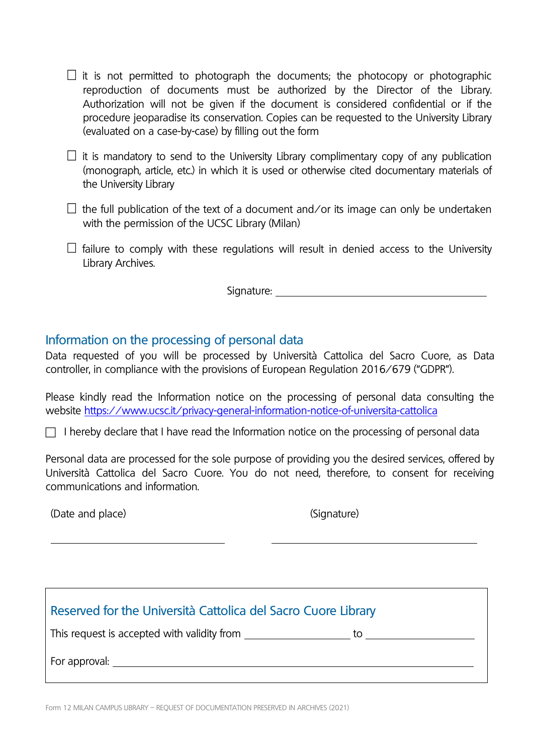- ☐ it is not permitted to photograph the documents; the photocopy or photographic reproduction of documents must be authorized by the Director of the Library. Authorization will not be given if the document is considered confidential or if the procedure jeopardise its conservation. Copies can be requested to the University Library (evaluated on a case-by-case) by filling out the form

- ☐ it is mandatory to send to the University Library complimentary copy of any publication (monograph, article, etc.) in which it is used or otherwise cited documentary materials of the University Library

- ☐ the full publication of the text of a document and/or its image can only be undertaken with the permission of the UCSC Library (Milan)

- ☐ failure to comply with these regulations will result in denied access to the University Library Archives.

Signature: ______________________________

## Information on the processing of personal data

Data requested of you will be processed by Università Cattolica del Sacro Cuore, as Data controller, in compliance with the provisions of European Regulation 2016/679 ("GDPR").

Please kindly read the Information notice on the processing of personal data consulting the website https://www.ucsc.it/privacy-general-information-notice-of-universita-cattolica

☐ I hereby declare that I have read the Information notice on the processing of personal data

Personal data are processed for the sole purpose of providing you the desired services, offered by Università Cattolica del Sacro Cuore. You do not need, therefore, to consent for receiving communications and information.

(Date and place) ______________________________

(Signature) ______________________________

### Reserved for the Università Cattolica del Sacro Cuore Library

This request is accepted with validity from ____________________ to ____________________

For approval: ______________________________

Form 12 MILAN CAMPUS LIBRARY – REQUEST OF DOCUMENTATION PRESERVED IN ARCHIVES (2021)